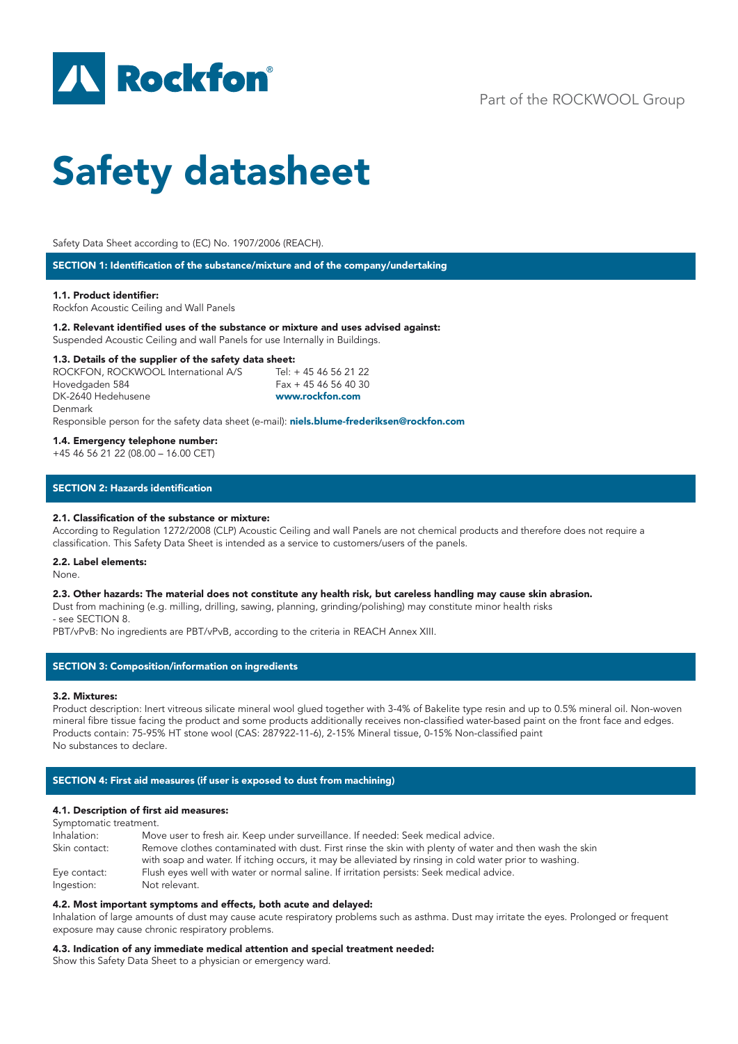Rockfon®

Part of the ROCKWOOL Group

# Safety datasheet

Safety Data Sheet according to (EC) No. 1907/2006 (REACH).

## SECTION 1: Identification of the substance/mixture and of the company/undertaking

**1.1. Product identifier:**
Rockfon Acoustic Ceiling and Wall Panels

**1.2. Relevant identified uses of the substance or mixture and uses advised against:**
Suspended Acoustic Ceiling and wall Panels for use Internally in Buildings.

**1.3. Details of the supplier of the safety data sheet:**

ROCKFON, ROCKWOOL International A/S
Hovedgaden 584
DK-2640 Hedehusene
Denmark

Tel: + 45 46 56 21 22
Fax + 45 46 56 40 30
**www.rockfon.com**

Responsible person for the safety data sheet (e-mail): **niels.blume-frederiksen@rockfon.com**

**1.4. Emergency telephone number:**
+45 46 56 21 22 (08.00 – 16.00 CET)

## SECTION 2: Hazards identification

**2.1. Classification of the substance or mixture:**
According to Regulation 1272/2008 (CLP) Acoustic Ceiling and wall Panels are not chemical products and therefore does not require a classification. This Safety Data Sheet is intended as a service to customers/users of the panels.

**2.2. Label elements:**
None.

**2.3. Other hazards: The material does not constitute any health risk, but careless handling may cause skin abrasion.**
Dust from machining (e.g. milling, drilling, sawing, planning, grinding/polishing) may constitute minor health risks
- see SECTION 8.

PBT/vPvB: No ingredients are PBT/vPvB, according to the criteria in REACH Annex XIII.

## SECTION 3: Composition/information on ingredients

**3.2. Mixtures:**
Product description: Inert vitreous silicate mineral wool glued together with 3-4% of Bakelite type resin and up to 0.5% mineral oil. Non-woven mineral fibre tissue facing the product and some products additionally receives non-classified water-based paint on the front face and edges.
Products contain: 75-95% HT stone wool (CAS: 287922-11-6), 2-15% Mineral tissue, 0-15% Non-classified paint
No substances to declare.

## SECTION 4: First aid measures (if user is exposed to dust from machining)

**4.1. Description of first aid measures:**

Symptomatic treatment.

| | |
|---|---|
| Inhalation: | Move user to fresh air. Keep under surveillance. If needed: Seek medical advice. |
| Skin contact: | Remove clothes contaminated with dust. First rinse the skin with plenty of water and then wash the skin with soap and water. If itching occurs, it may be alleviated by rinsing in cold water prior to washing. |
| Eye contact: | Flush eyes well with water or normal saline. If irritation persists: Seek medical advice. |
| Ingestion: | Not relevant. |

**4.2. Most important symptoms and effects, both acute and delayed:**
Inhalation of large amounts of dust may cause acute respiratory problems such as asthma. Dust may irritate the eyes. Prolonged or frequent exposure may cause chronic respiratory problems.

**4.3. Indication of any immediate medical attention and special treatment needed:**
Show this Safety Data Sheet to a physician or emergency ward.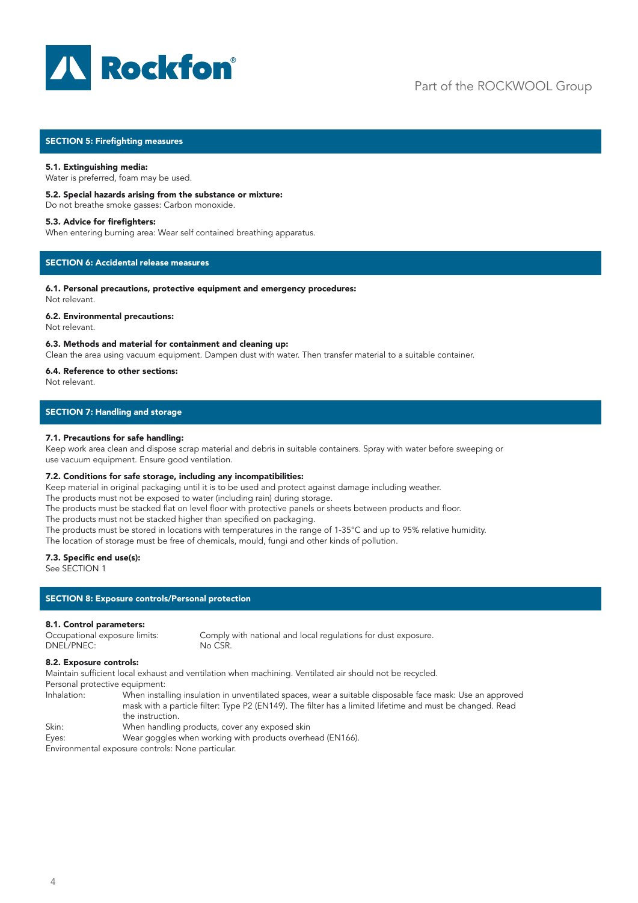## SECTION 5: Firefighting measures

**5.1. Extinguishing media:**
Water is preferred, foam may be used.

**5.2. Special hazards arising from the substance or mixture:**
Do not breathe smoke gasses: Carbon monoxide.

**5.3. Advice for firefighters:**
When entering burning area: Wear self contained breathing apparatus.

## SECTION 6: Accidental release measures

**6.1. Personal precautions, protective equipment and emergency procedures:**
Not relevant.

**6.2. Environmental precautions:**
Not relevant.

**6.3. Methods and material for containment and cleaning up:**
Clean the area using vacuum equipment. Dampen dust with water. Then transfer material to a suitable container.

**6.4. Reference to other sections:**
Not relevant.

## SECTION 7: Handling and storage

**7.1. Precautions for safe handling:**
Keep work area clean and dispose scrap material and debris in suitable containers. Spray with water before sweeping or use vacuum equipment. Ensure good ventilation.

**7.2. Conditions for safe storage, including any incompatibilities:**
Keep material in original packaging until it is to be used and protect against damage including weather.
The products must not be exposed to water (including rain) during storage.
The products must be stacked flat on level floor with protective panels or sheets between products and floor.
The products must not be stacked higher than specified on packaging.
The products must be stored in locations with temperatures in the range of 1-35°C and up to 95% relative humidity.
The location of storage must be free of chemicals, mould, fungi and other kinds of pollution.

**7.3. Specific end use(s):**
See SECTION 1

## SECTION 8: Exposure controls/Personal protection

**8.1. Control parameters:**

| | |
|---|---|
| Occupational exposure limits: | Comply with national and local regulations for dust exposure. |
| DNEL/PNEC: | No CSR. |

**8.2. Exposure controls:**
Maintain sufficient local exhaust and ventilation when machining. Ventilated air should not be recycled.
Personal protective equipment:

| | |
|---|---|
| Inhalation: | When installing insulation in unventilated spaces, wear a suitable disposable face mask: Use an approved mask with a particle filter: Type P2 (EN149). The filter has a limited lifetime and must be changed. Read the instruction. |
| Skin: | When handling products, cover any exposed skin |
| Eyes: | Wear goggles when working with products overhead (EN166). |

Environmental exposure controls: None particular.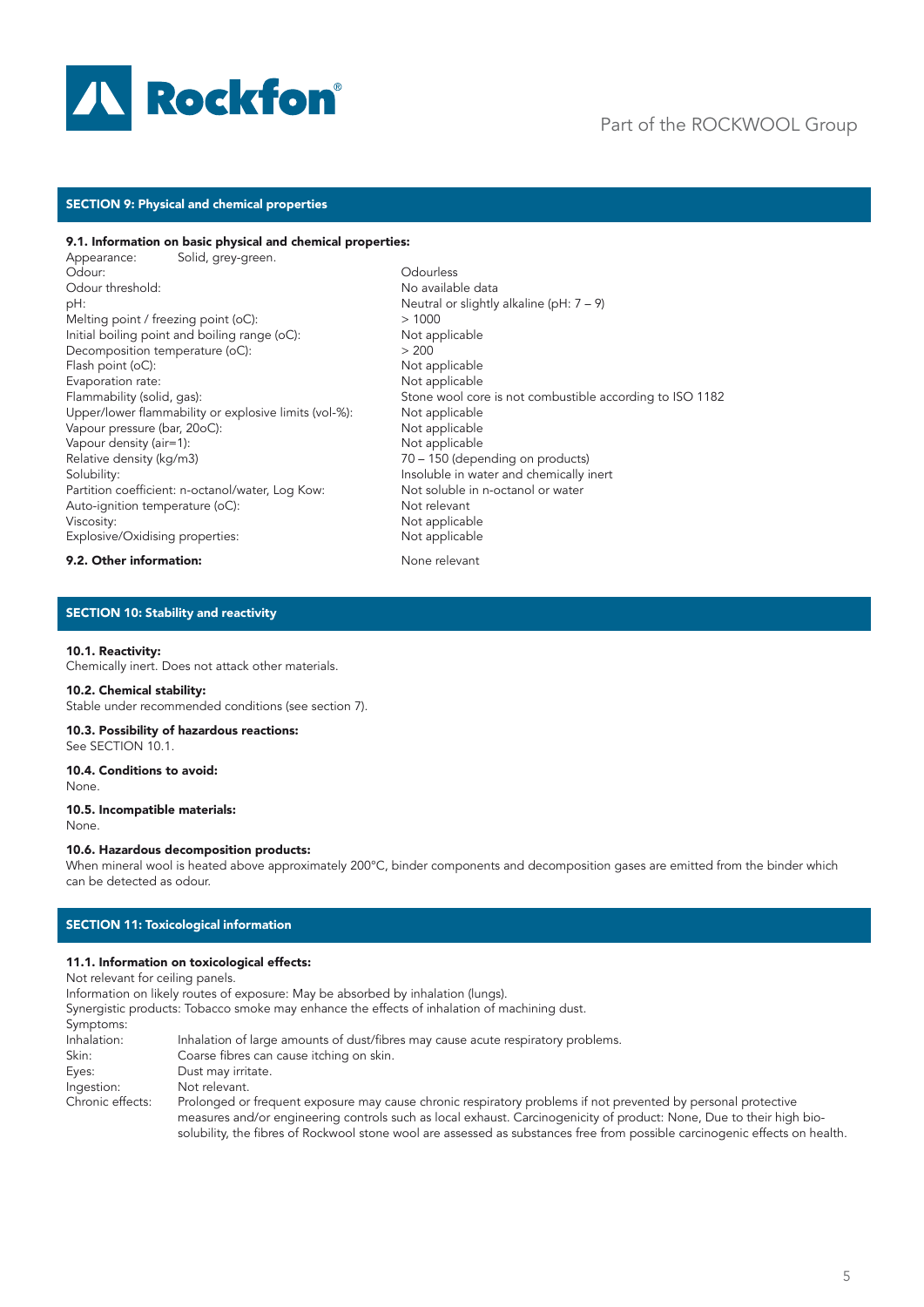## SECTION 9: Physical and chemical properties

### 9.1. Information on basic physical and chemical properties:

| Property | Value |
|---|---|
| Appearance: | Solid, grey-green. |
| Odour: | Odourless |
| Odour threshold: | No available data |
| pH: | Neutral or slightly alkaline (pH: 7 – 9) |
| Melting point / freezing point (oC): | > 1000 |
| Initial boiling point and boiling range (oC): | Not applicable |
| Decomposition temperature (oC): | > 200 |
| Flash point (oC): | Not applicable |
| Evaporation rate: | Not applicable |
| Flammability (solid, gas): | Stone wool core is not combustible according to ISO 1182 |
| Upper/lower flammability or explosive limits (vol-%): | Not applicable |
| Vapour pressure (bar, 20oC): | Not applicable |
| Vapour density (air=1): | Not applicable |
| Relative density (kg/m3) | 70 – 150 (depending on products) |
| Solubility: | Insoluble in water and chemically inert |
| Partition coefficient: n-octanol/water, Log Kow: | Not soluble in n-octanol or water |
| Auto-ignition temperature (oC): | Not relevant |
| Viscosity: | Not applicable |
| Explosive/Oxidising properties: | Not applicable |

### 9.2. Other information:

None relevant

## SECTION 10: Stability and reactivity

**10.1. Reactivity:**
Chemically inert. Does not attack other materials.

**10.2. Chemical stability:**
Stable under recommended conditions (see section 7).

**10.3. Possibility of hazardous reactions:**
See SECTION 10.1.

**10.4. Conditions to avoid:**
None.

**10.5. Incompatible materials:**
None.

**10.6. Hazardous decomposition products:**
When mineral wool is heated above approximately 200°C, binder components and decomposition gases are emitted from the binder which can be detected as odour.

## SECTION 11: Toxicological information

**11.1. Information on toxicological effects:**
Not relevant for ceiling panels.
Information on likely routes of exposure: May be absorbed by inhalation (lungs).
Synergistic products: Tobacco smoke may enhance the effects of inhalation of machining dust.
Symptoms:

| | |
|---|---|
| Inhalation: | Inhalation of large amounts of dust/fibres may cause acute respiratory problems. |
| Skin: | Coarse fibres can cause itching on skin. |
| Eyes: | Dust may irritate. |
| Ingestion: | Not relevant. |
| Chronic effects: | Prolonged or frequent exposure may cause chronic respiratory problems if not prevented by personal protective measures and/or engineering controls such as local exhaust. Carcinogenicity of product: None, Due to their high bio-solubility, the fibres of Rockwool stone wool are assessed as substances free from possible carcinogenic effects on health. |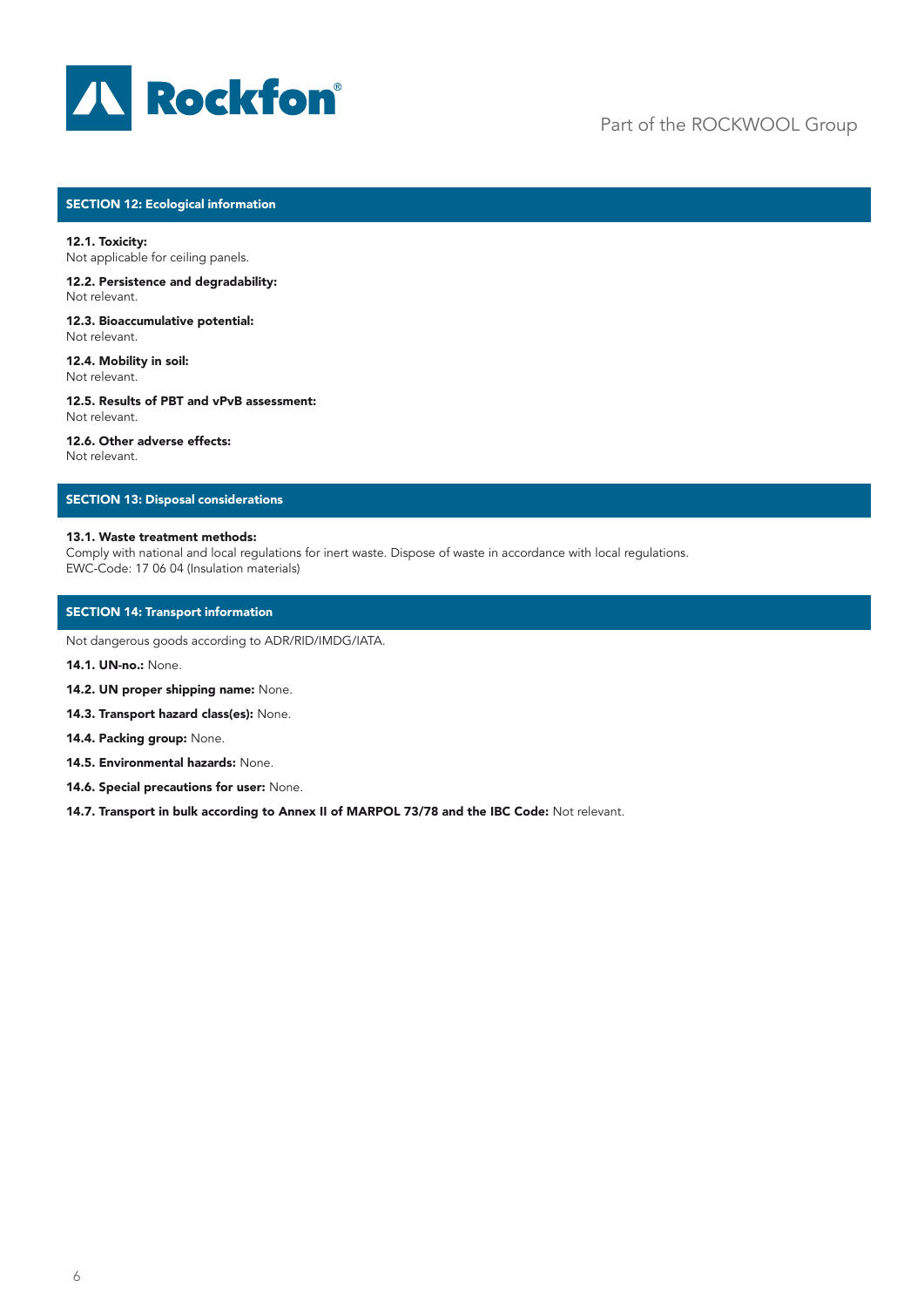## SECTION 12: Ecological information

**12.1. Toxicity:**
Not applicable for ceiling panels.

**12.2. Persistence and degradability:**
Not relevant.

**12.3. Bioaccumulative potential:**
Not relevant.

**12.4. Mobility in soil:**
Not relevant.

**12.5. Results of PBT and vPvB assessment:**
Not relevant.

**12.6. Other adverse effects:**
Not relevant.

## SECTION 13: Disposal considerations

**13.1. Waste treatment methods:**
Comply with national and local regulations for inert waste. Dispose of waste in accordance with local regulations.
EWC-Code: 17 06 04 (Insulation materials)

## SECTION 14: Transport information

Not dangerous goods according to ADR/RID/IMDG/IATA.

**14.1. UN-no.:** None.

**14.2. UN proper shipping name:** None.

**14.3. Transport hazard class(es):** None.

**14.4. Packing group:** None.

**14.5. Environmental hazards:** None.

**14.6. Special precautions for user:** None.

**14.7. Transport in bulk according to Annex II of MARPOL 73/78 and the IBC Code:** Not relevant.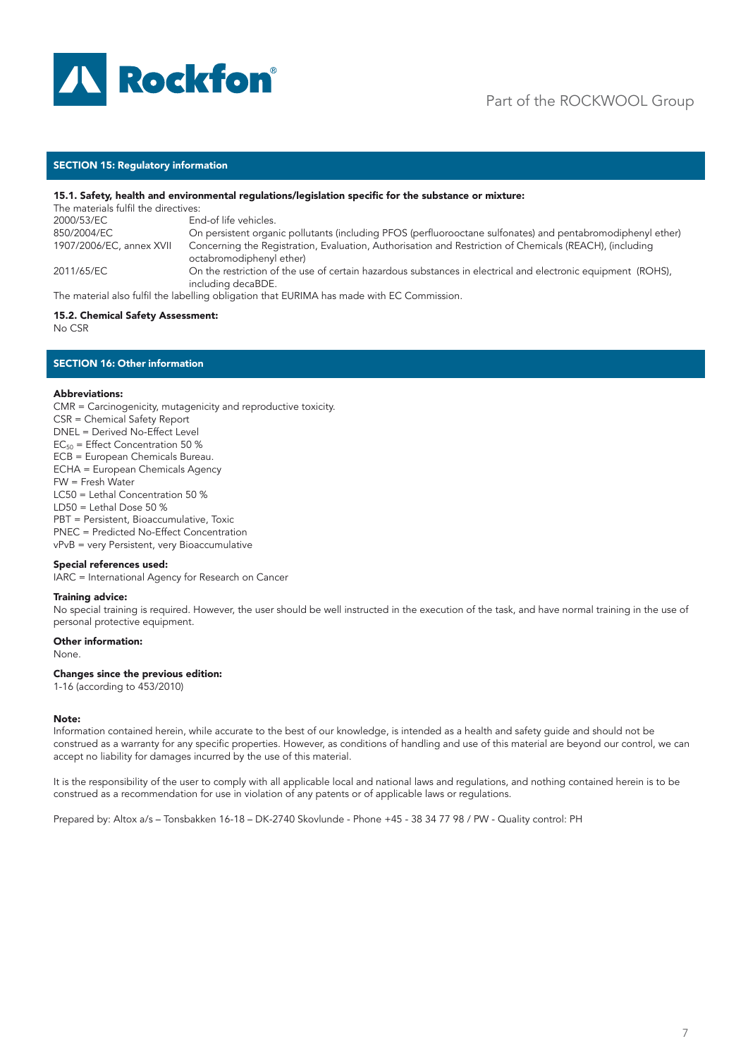## SECTION 15: Regulatory information

**15.1. Safety, health and environmental regulations/legislation specific for the substance or mixture:**

The materials fulfil the directives:

| | |
|---|---|
| 2000/53/EC | End-of life vehicles. |
| 850/2004/EC | On persistent organic pollutants (including PFOS (perfluorooctane sulfonates) and pentabromodiphenyl ether) |
| 1907/2006/EC, annex XVII | Concerning the Registration, Evaluation, Authorisation and Restriction of Chemicals (REACH), (including octabromodiphenyl ether) |
| 2011/65/EC | On the restriction of the use of certain hazardous substances in electrical and electronic equipment (ROHS), including decaBDE. |

The material also fulfil the labelling obligation that EURIMA has made with EC Commission.

**15.2. Chemical Safety Assessment:**

No CSR

## SECTION 16: Other information

**Abbreviations:**

CMR = Carcinogenicity, mutagenicity and reproductive toxicity.
CSR = Chemical Safety Report
DNEL = Derived No-Effect Level
$EC_{50}$ = Effect Concentration 50 %
ECB = European Chemicals Bureau.
ECHA = European Chemicals Agency
FW = Fresh Water
LC50 = Lethal Concentration 50 %
LD50 = Lethal Dose 50 %
PBT = Persistent, Bioaccumulative, Toxic
PNEC = Predicted No-Effect Concentration
vPvB = very Persistent, very Bioaccumulative

**Special references used:**

IARC = International Agency for Research on Cancer

**Training advice:**

No special training is required. However, the user should be well instructed in the execution of the task, and have normal training in the use of personal protective equipment.

**Other information:**

None.

**Changes since the previous edition:**

1-16 (according to 453/2010)

**Note:**

Information contained herein, while accurate to the best of our knowledge, is intended as a health and safety guide and should not be construed as a warranty for any specific properties. However, as conditions of handling and use of this material are beyond our control, we can accept no liability for damages incurred by the use of this material.

It is the responsibility of the user to comply with all applicable local and national laws and regulations, and nothing contained herein is to be construed as a recommendation for use in violation of any patents or of applicable laws or regulations.

Prepared by: Altox a/s – Tonsbakken 16-18 – DK-2740 Skovlunde - Phone +45 - 38 34 77 98 / PW - Quality control: PH